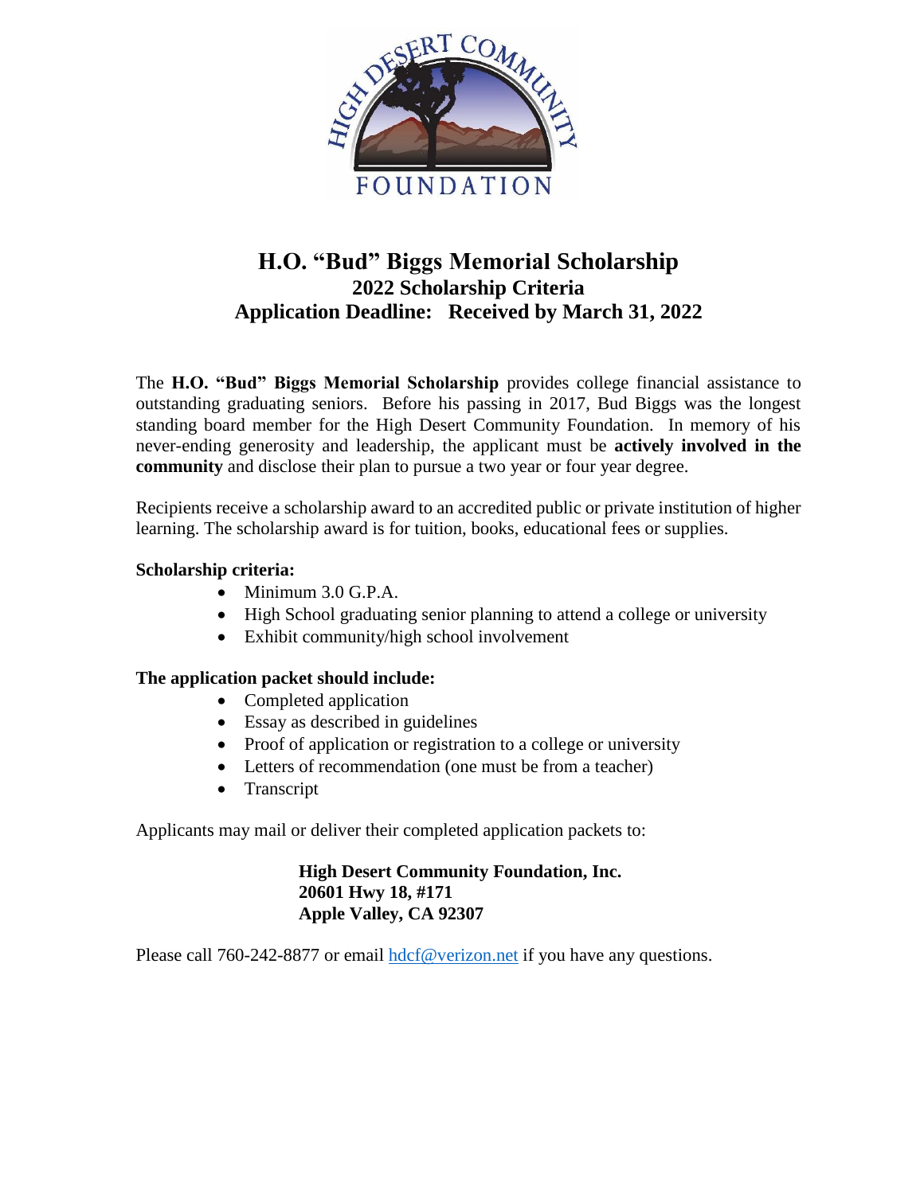# H.O. "Bud" Biggs Memorial Scholarship

## 2022 Scholarship Criteria

## Application Deadline: Received by March 31, 2022

The **H.O. "Bud" Biggs Memorial Scholarship** provides college financial assistance to outstanding graduating seniors. Before his passing in 2017, Bud Biggs was the longest standing board member for the High Desert Community Foundation. In memory of his never-ending generosity and leadership, the applicant must be **actively involved in the community** and disclose their plan to pursue a two year or four year degree.

Recipients receive a scholarship award to an accredited public or private institution of higher learning. The scholarship award is for tuition, books, educational fees or supplies.

**Scholarship criteria:**

- Minimum 3.0 G.P.A.
- High School graduating senior planning to attend a college or university
- Exhibit community/high school involvement

**The application packet should include:**

- Completed application
- Essay as described in guidelines
- Proof of application or registration to a college or university
- Letters of recommendation (one must be from a teacher)
- Transcript

Applicants may mail or deliver their completed application packets to:

**High Desert Community Foundation, Inc.**
**20601 Hwy 18, #171**
**Apple Valley, CA 92307**

Please call 760-242-8877 or email hdcf@verizon.net if you have any questions.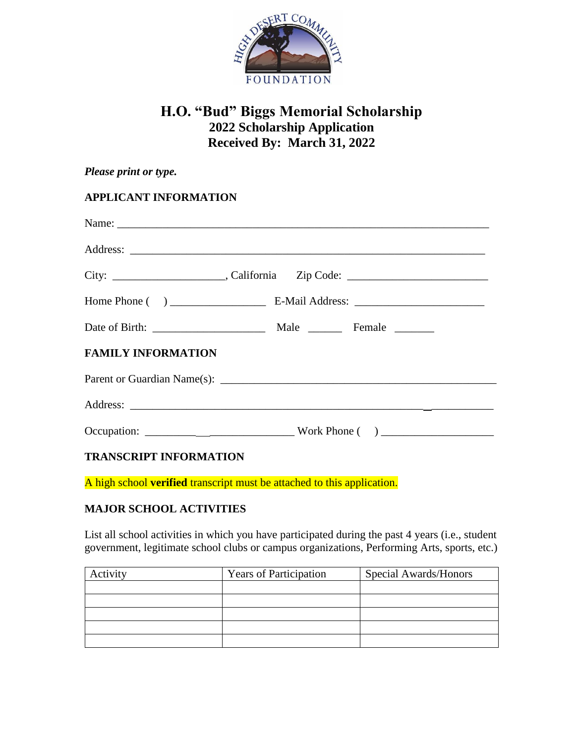# H.O. "Bud" Biggs Memorial Scholarship

## 2022 Scholarship Application

## Received By: March 31, 2022

***Please print or type.***

**APPLICANT INFORMATION**

Name: ___________________________________________________________________

Address: _________________________________________________________________

City: ____________________, California Zip Code: __________________________

Home Phone ( ) _________________ E-Mail Address: _______________________

Date of Birth: ____________________ Male ______ Female _______

**FAMILY INFORMATION**

Parent or Guardian Name(s): __________________________________________________

Address: _________________________________________________________________

Occupation: __________________________ Work Phone ( ) ____________________

**TRANSCRIPT INFORMATION**

A high school **verified** transcript must be attached to this application.

**MAJOR SCHOOL ACTIVITIES**

List all school activities in which you have participated during the past 4 years (i.e., student government, legitimate school clubs or campus organizations, Performing Arts, sports, etc.)

| Activity | Years of Participation | Special Awards/Honors |
| --- | --- | --- |
| | | |
| | | |
| | | |
| | | |
| | | |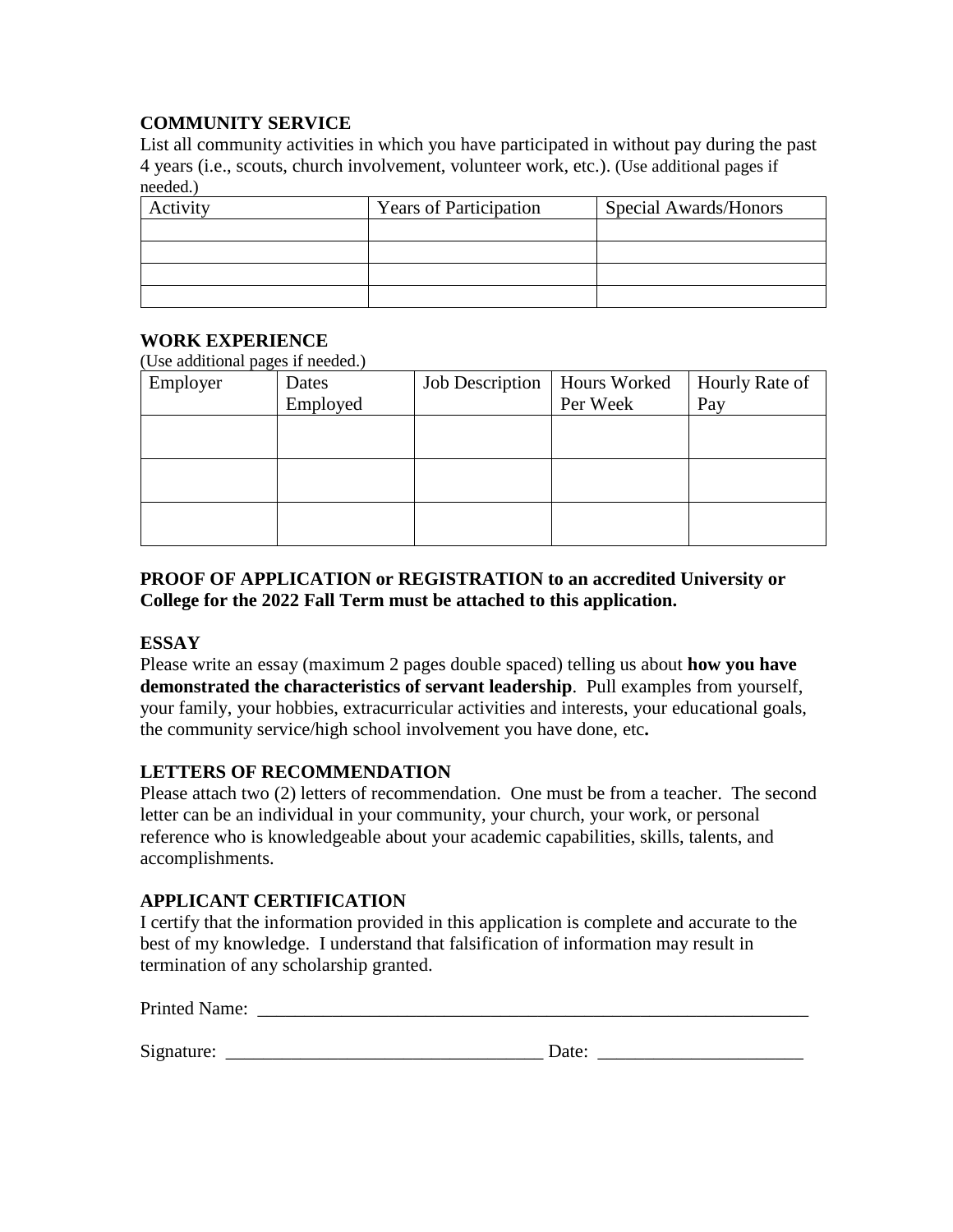**COMMUNITY SERVICE**

List all community activities in which you have participated in without pay during the past 4 years (i.e., scouts, church involvement, volunteer work, etc.). (Use additional pages if needed.)

| Activity | Years of Participation | Special Awards/Honors |
|---|---|---|
| | | |
| | | |
| | | |
| | | |

**WORK EXPERIENCE**

(Use additional pages if needed.)

| Employer | Dates Employed | Job Description | Hours Worked Per Week | Hourly Rate of Pay |
|---|---|---|---|---|
| | | | | |
| | | | | |
| | | | | |

**PROOF OF APPLICATION or REGISTRATION to an accredited University or College for the 2022 Fall Term must be attached to this application.**

**ESSAY**

Please write an essay (maximum 2 pages double spaced) telling us about **how you have demonstrated the characteristics of servant leadership**. Pull examples from yourself, your family, your hobbies, extracurricular activities and interests, your educational goals, the community service/high school involvement you have done, etc**.**

**LETTERS OF RECOMMENDATION**

Please attach two (2) letters of recommendation. One must be from a teacher. The second letter can be an individual in your community, your church, your work, or personal reference who is knowledgeable about your academic capabilities, skills, talents, and accomplishments.

**APPLICANT CERTIFICATION**

I certify that the information provided in this application is complete and accurate to the best of my knowledge. I understand that falsification of information may result in termination of any scholarship granted.

Printed Name: _______________________________________________________________

Signature: __________________________________ Date: ______________________